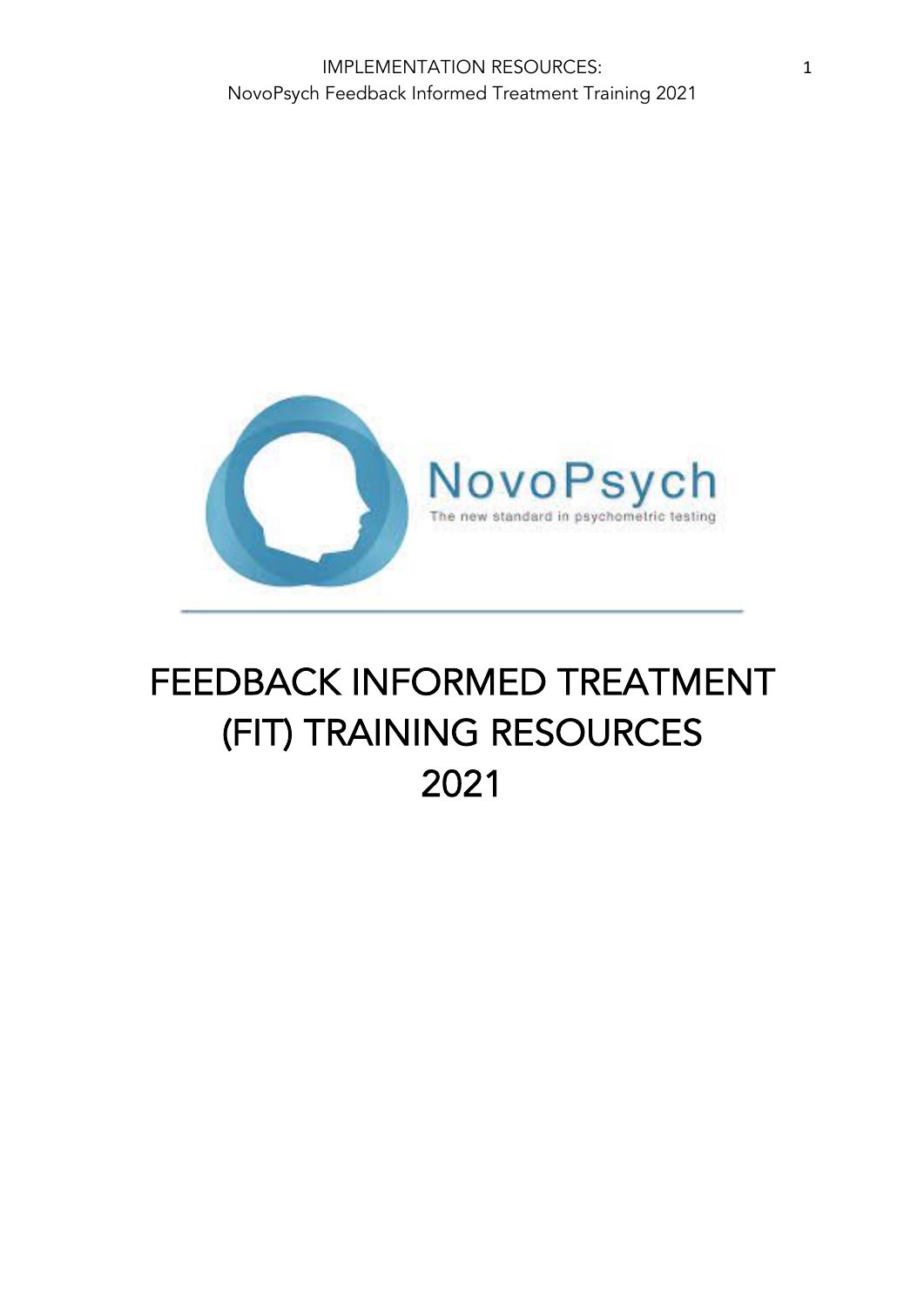NovoPsych

The new standard in psychometric testing

# FEEDBACK INFORMED TREATMENT (FIT) TRAINING RESOURCES 2021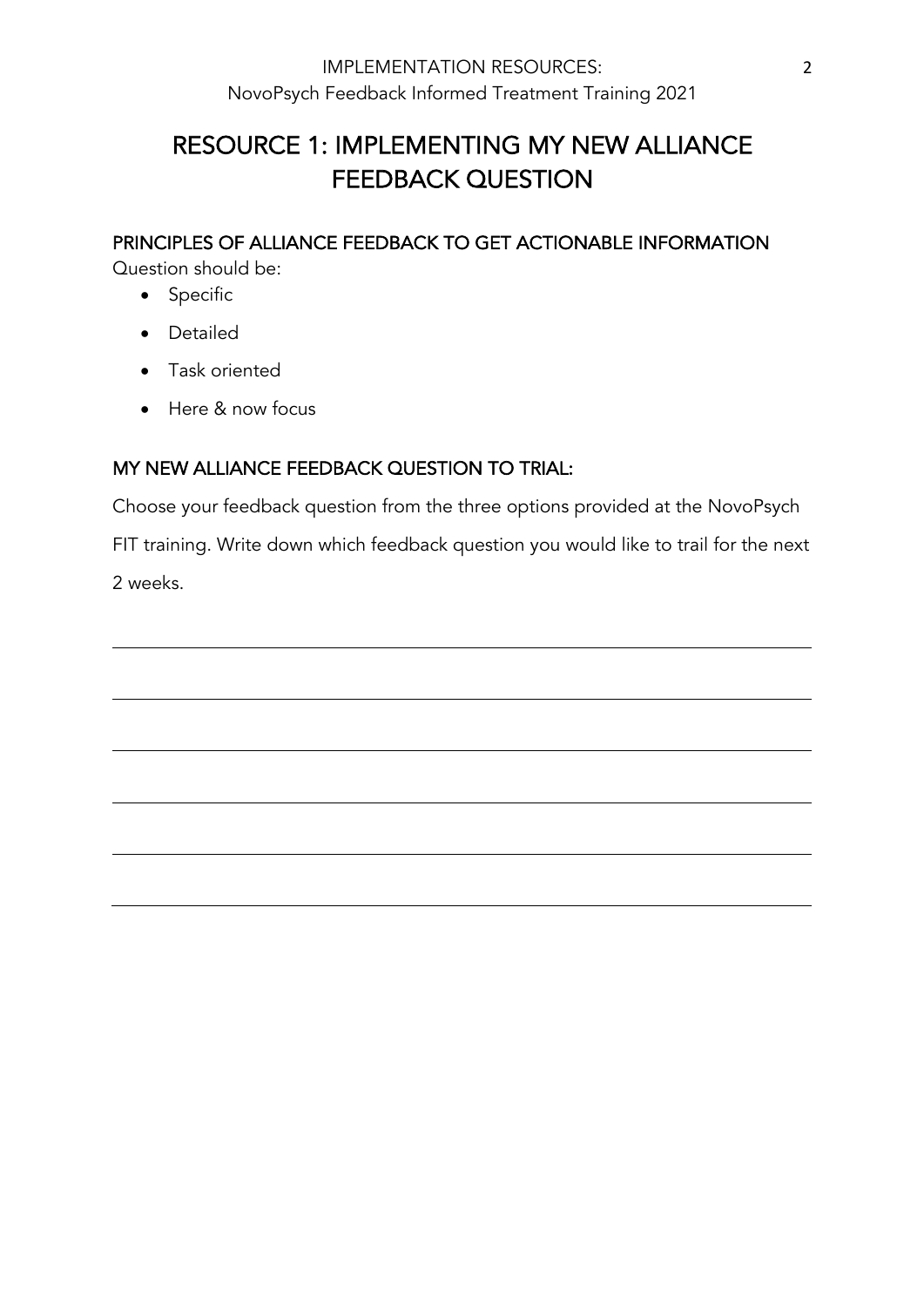# RESOURCE 1: IMPLEMENTING MY NEW ALLIANCE FEEDBACK QUESTION

## PRINCIPLES OF ALLIANCE FEEDBACK TO GET ACTIONABLE INFORMATION

Question should be:

- Specific
- Detailed
- Task oriented
- Here & now focus

## MY NEW ALLIANCE FEEDBACK QUESTION TO TRIAL:

Choose your feedback question from the three options provided at the NovoPsych FIT training. Write down which feedback question you would like to trail for the next 2 weeks.

______________________________________________________________________

______________________________________________________________________

______________________________________________________________________

______________________________________________________________________

______________________________________________________________________

______________________________________________________________________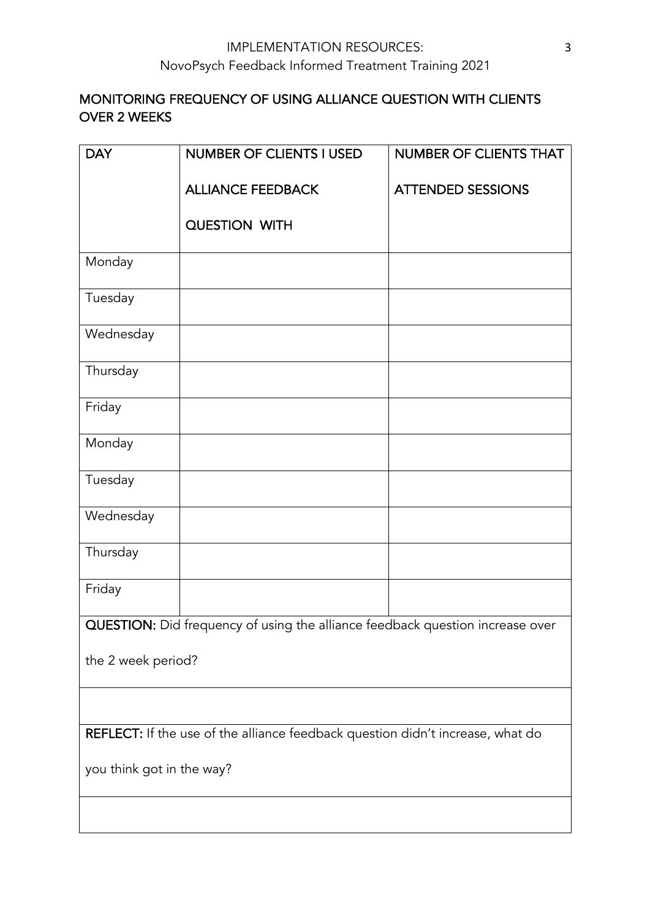## MONITORING FREQUENCY OF USING ALLIANCE QUESTION WITH CLIENTS OVER 2 WEEKS

| DAY | NUMBER OF CLIENTS I USED ALLIANCE FEEDBACK QUESTION WITH | NUMBER OF CLIENTS THAT ATTENDED SESSIONS |
|---|---|---|
| Monday | | |
| Tuesday | | |
| Wednesday | | |
| Thursday | | |
| Friday | | |
| Monday | | |
| Tuesday | | |
| Wednesday | | |
| Thursday | | |
| Friday | | |

| **QUESTION:** Did frequency of using the alliance feedback question increase over the 2 week period? |
|---|
| |
| **REFLECT:** If the use of the alliance feedback question didn't increase, what do you think got in the way? |
| |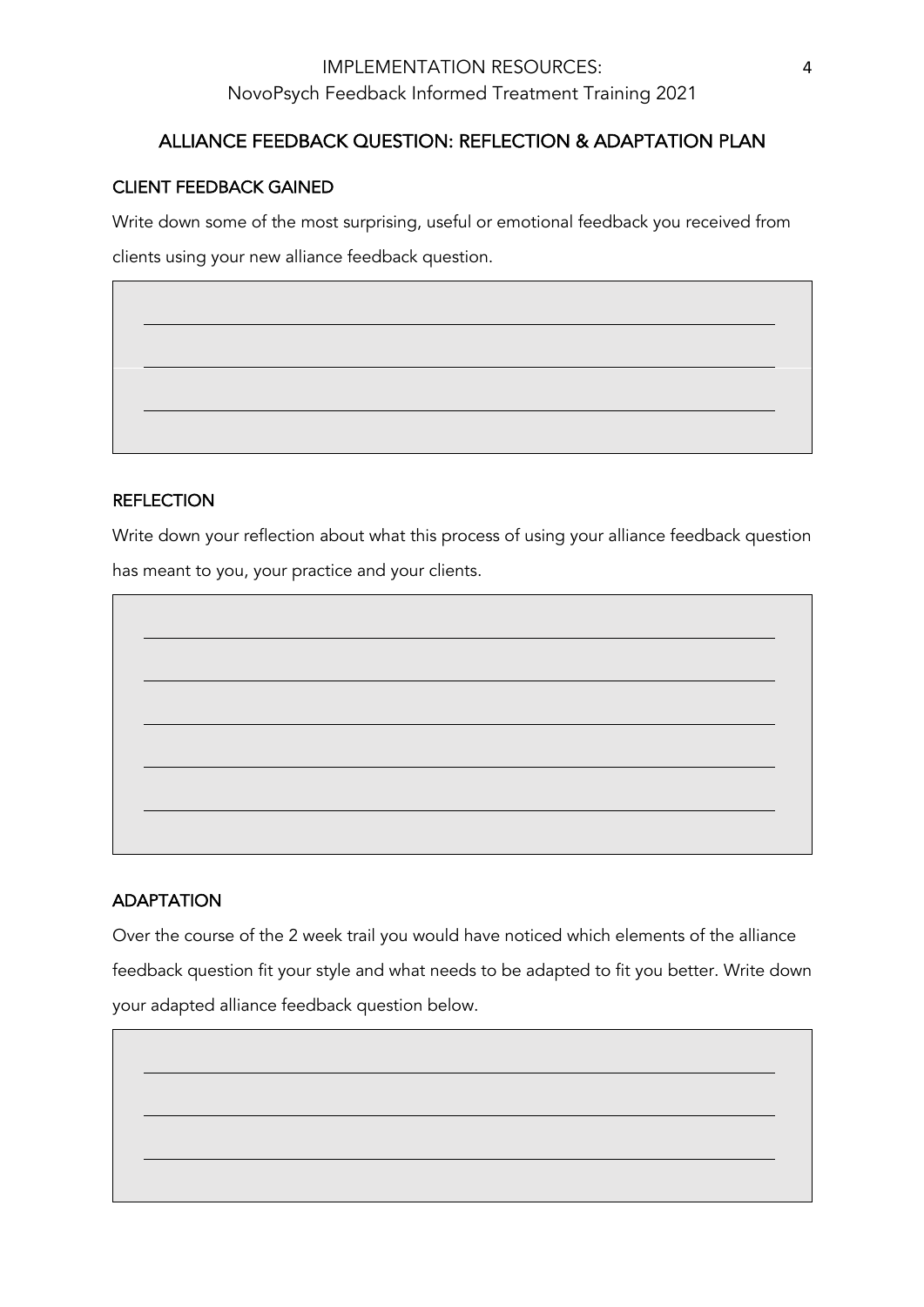## ALLIANCE FEEDBACK QUESTION: REFLECTION & ADAPTATION PLAN

### CLIENT FEEDBACK GAINED

Write down some of the most surprising, useful or emotional feedback you received from clients using your new alliance feedback question.

______________________________________________________________________

______________________________________________________________________

______________________________________________________________________

### REFLECTION

Write down your reflection about what this process of using your alliance feedback question has meant to you, your practice and your clients.

______________________________________________________________________

______________________________________________________________________

______________________________________________________________________

______________________________________________________________________

______________________________________________________________________

### ADAPTATION

Over the course of the 2 week trail you would have noticed which elements of the alliance feedback question fit your style and what needs to be adapted to fit you better. Write down your adapted alliance feedback question below.

______________________________________________________________________

______________________________________________________________________

______________________________________________________________________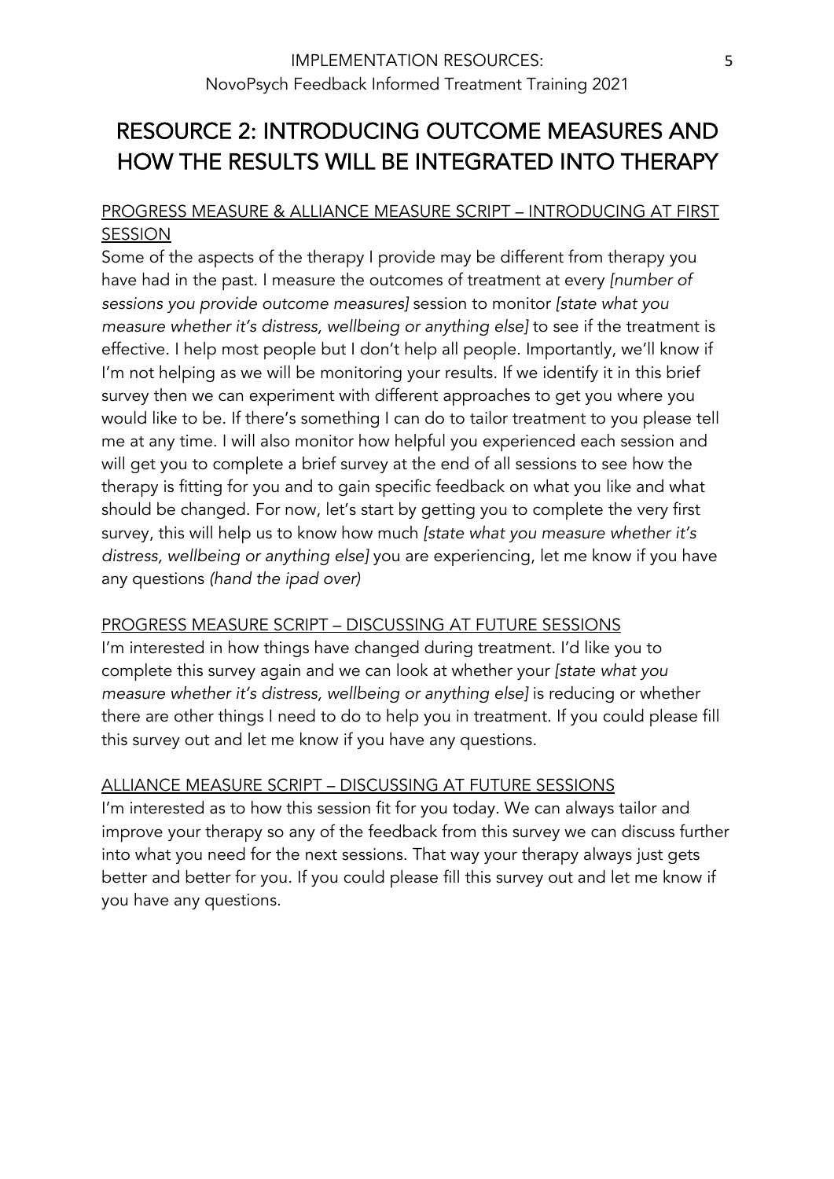# RESOURCE 2: INTRODUCING OUTCOME MEASURES AND HOW THE RESULTS WILL BE INTEGRATED INTO THERAPY

## PROGRESS MEASURE & ALLIANCE MEASURE SCRIPT – INTRODUCING AT FIRST SESSION

Some of the aspects of the therapy I provide may be different from therapy you have had in the past. I measure the outcomes of treatment at every *[number of sessions you provide outcome measures]* session to monitor *[state what you measure whether it's distress, wellbeing or anything else]* to see if the treatment is effective. I help most people but I don't help all people. Importantly, we'll know if I'm not helping as we will be monitoring your results. If we identify it in this brief survey then we can experiment with different approaches to get you where you would like to be. If there's something I can do to tailor treatment to you please tell me at any time. I will also monitor how helpful you experienced each session and will get you to complete a brief survey at the end of all sessions to see how the therapy is fitting for you and to gain specific feedback on what you like and what should be changed. For now, let's start by getting you to complete the very first survey, this will help us to know how much *[state what you measure whether it's distress, wellbeing or anything else]* you are experiencing, let me know if you have any questions *(hand the ipad over)*

## PROGRESS MEASURE SCRIPT – DISCUSSING AT FUTURE SESSIONS

I'm interested in how things have changed during treatment. I'd like you to complete this survey again and we can look at whether your *[state what you measure whether it's distress, wellbeing or anything else]* is reducing or whether there are other things I need to do to help you in treatment. If you could please fill this survey out and let me know if you have any questions.

## ALLIANCE MEASURE SCRIPT – DISCUSSING AT FUTURE SESSIONS

I'm interested as to how this session fit for you today. We can always tailor and improve your therapy so any of the feedback from this survey we can discuss further into what you need for the next sessions. That way your therapy always just gets better and better for you. If you could please fill this survey out and let me know if you have any questions.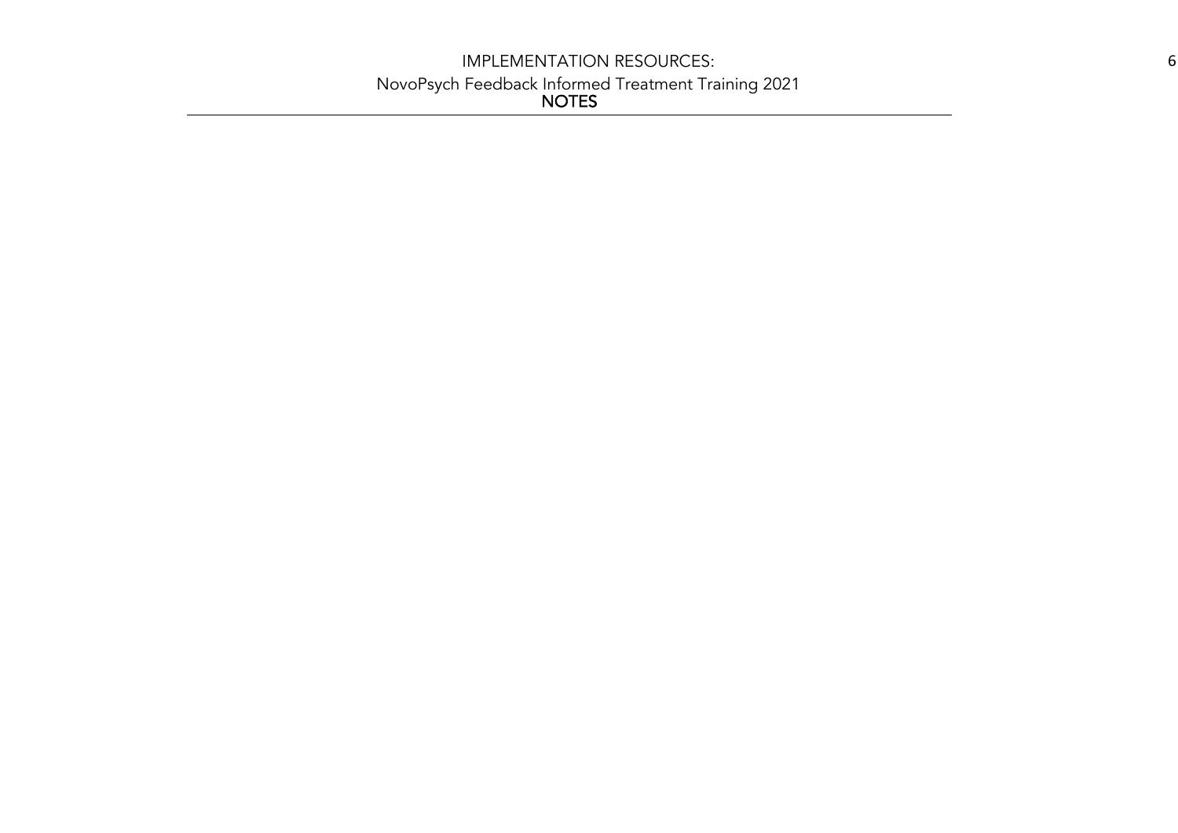# NOTES